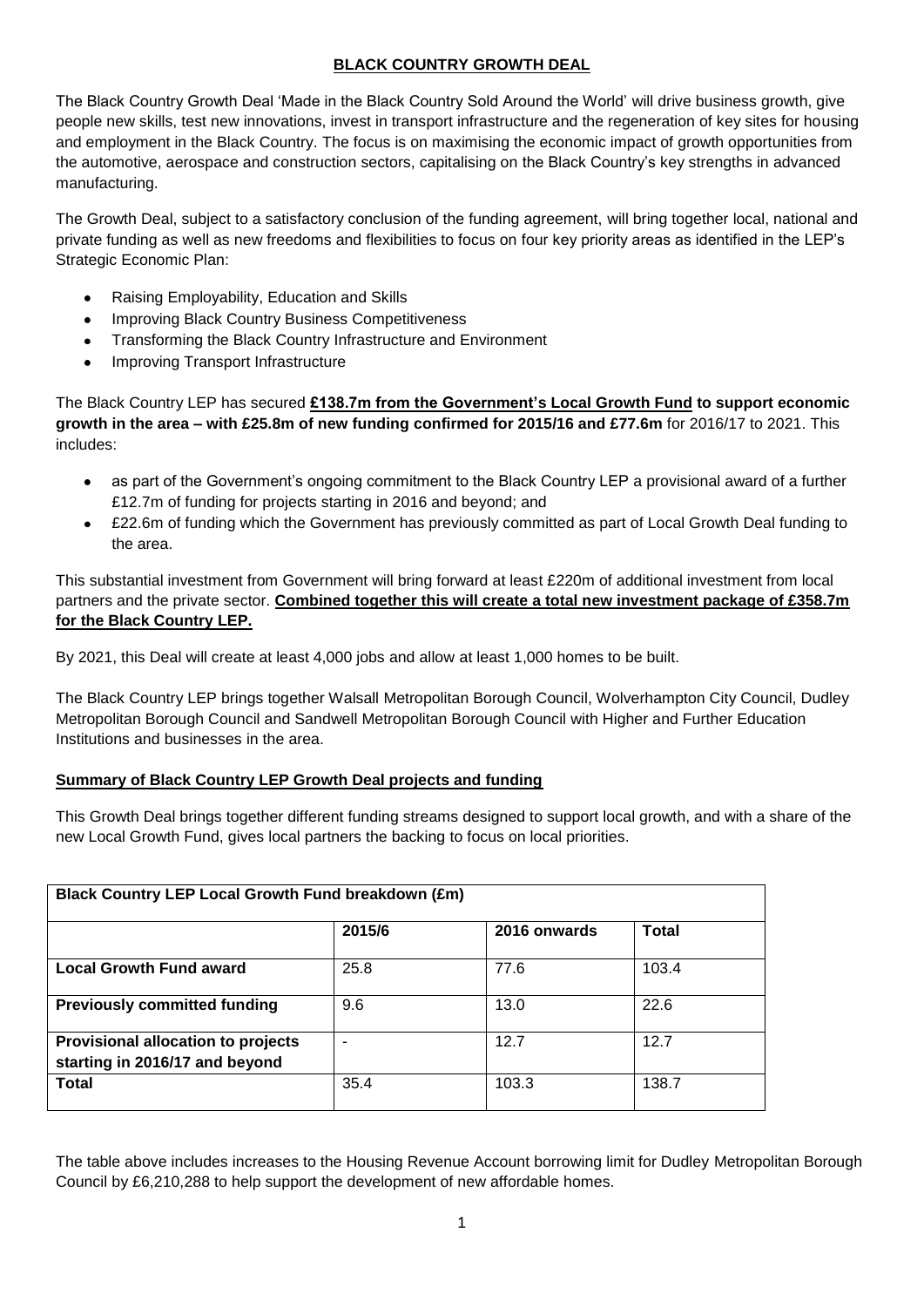## **BLACK COUNTRY GROWTH DEAL**

The Black Country Growth Deal 'Made in the Black Country Sold Around the World' will drive business growth, give people new skills, test new innovations, invest in transport infrastructure and the regeneration of key sites for housing and employment in the Black Country. The focus is on maximising the economic impact of growth opportunities from the automotive, aerospace and construction sectors, capitalising on the Black Country's key strengths in advanced manufacturing.

The Growth Deal, subject to a satisfactory conclusion of the funding agreement, will bring together local, national and private funding as well as new freedoms and flexibilities to focus on four key priority areas as identified in the LEP's Strategic Economic Plan:

- Raising Employability, Education and Skills
- Improving Black Country Business Competitiveness
- Transforming the Black Country Infrastructure and Environment
- Improving Transport Infrastructure

The Black Country LEP has secured **£138.7m from the Government's Local Growth Fund to support economic growth in the area – with £25.8m of new funding confirmed for 2015/16 and £77.6m** for 2016/17 to 2021. This includes:

- as part of the Government's ongoing commitment to the Black Country LEP a provisional award of a further £12.7m of funding for projects starting in 2016 and beyond; and
- £22.6m of funding which the Government has previously committed as part of Local Growth Deal funding to the area.

This substantial investment from Government will bring forward at least £220m of additional investment from local partners and the private sector. **Combined together this will create a total new investment package of £358.7m for the Black Country LEP.**

By 2021, this Deal will create at least 4,000 jobs and allow at least 1,000 homes to be built.

The Black Country LEP brings together Walsall Metropolitan Borough Council, Wolverhampton City Council, Dudley Metropolitan Borough Council and Sandwell Metropolitan Borough Council with Higher and Further Education Institutions and businesses in the area.

### **Summary of Black Country LEP Growth Deal projects and funding**

This Growth Deal brings together different funding streams designed to support local growth, and with a share of the new Local Growth Fund, gives local partners the backing to focus on local priorities.

| **Black Country LEP Local Growth Fund breakdown (£m)** | | | |
|---|---|---|---|
| | **2015/6** | **2016 onwards** | **Total** |
| **Local Growth Fund award** | 25.8 | 77.6 | 103.4 |
| **Previously committed funding** | 9.6 | 13.0 | 22.6 |
| **Provisional allocation to projects starting in 2016/17 and beyond** | - | 12.7 | 12.7 |
| **Total** | 35.4 | 103.3 | 138.7 |

The table above includes increases to the Housing Revenue Account borrowing limit for Dudley Metropolitan Borough Council by £6,210,288 to help support the development of new affordable homes.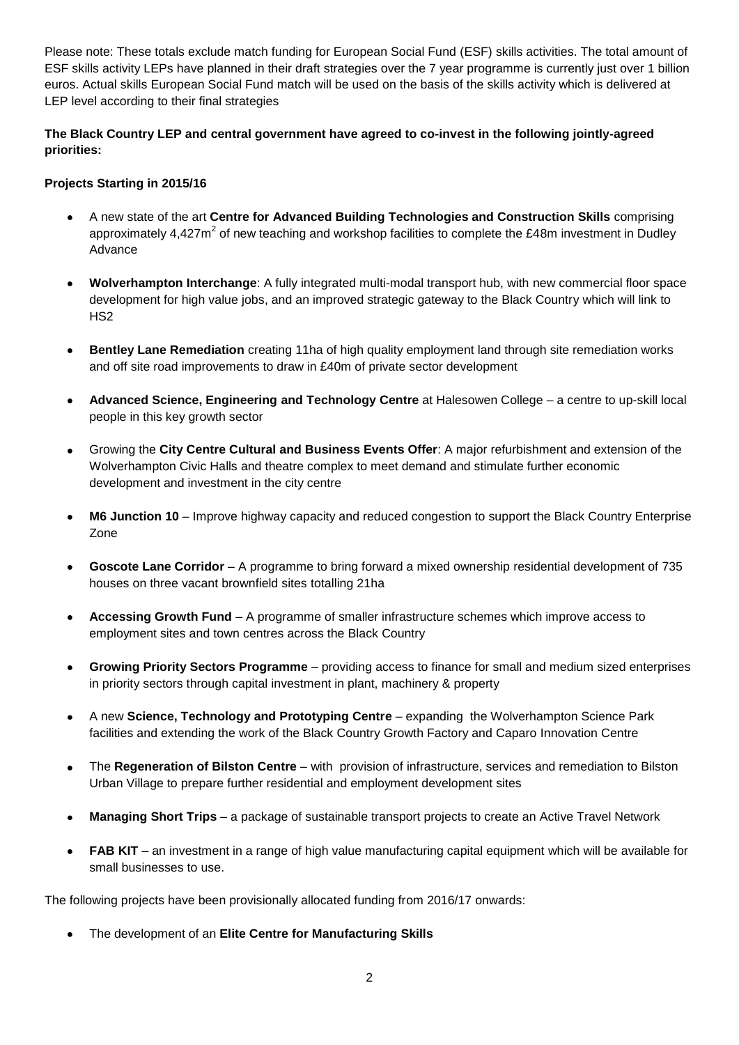Please note: These totals exclude match funding for European Social Fund (ESF) skills activities. The total amount of ESF skills activity LEPs have planned in their draft strategies over the 7 year programme is currently just over 1 billion euros. Actual skills European Social Fund match will be used on the basis of the skills activity which is delivered at LEP level according to their final strategies

**The Black Country LEP and central government have agreed to co-invest in the following jointly-agreed priorities:**

**Projects Starting in 2015/16**

- A new state of the art **Centre for Advanced Building Technologies and Construction Skills** comprising approximately 4,427m$^2$ of new teaching and workshop facilities to complete the £48m investment in Dudley Advance
- **Wolverhampton Interchange**: A fully integrated multi-modal transport hub, with new commercial floor space development for high value jobs, and an improved strategic gateway to the Black Country which will link to HS2
- **Bentley Lane Remediation** creating 11ha of high quality employment land through site remediation works and off site road improvements to draw in £40m of private sector development
- **Advanced Science, Engineering and Technology Centre** at Halesowen College – a centre to up-skill local people in this key growth sector
- Growing the **City Centre Cultural and Business Events Offer**: A major refurbishment and extension of the Wolverhampton Civic Halls and theatre complex to meet demand and stimulate further economic development and investment in the city centre
- **M6 Junction 10** – Improve highway capacity and reduced congestion to support the Black Country Enterprise Zone
- **Goscote Lane Corridor** – A programme to bring forward a mixed ownership residential development of 735 houses on three vacant brownfield sites totalling 21ha
- **Accessing Growth Fund** – A programme of smaller infrastructure schemes which improve access to employment sites and town centres across the Black Country
- **Growing Priority Sectors Programme** – providing access to finance for small and medium sized enterprises in priority sectors through capital investment in plant, machinery & property
- A new **Science, Technology and Prototyping Centre** – expanding the Wolverhampton Science Park facilities and extending the work of the Black Country Growth Factory and Caparo Innovation Centre
- The **Regeneration of Bilston Centre** – with provision of infrastructure, services and remediation to Bilston Urban Village to prepare further residential and employment development sites
- **Managing Short Trips** – a package of sustainable transport projects to create an Active Travel Network
- **FAB KIT** – an investment in a range of high value manufacturing capital equipment which will be available for small businesses to use.

The following projects have been provisionally allocated funding from 2016/17 onwards:

- The development of an **Elite Centre for Manufacturing Skills**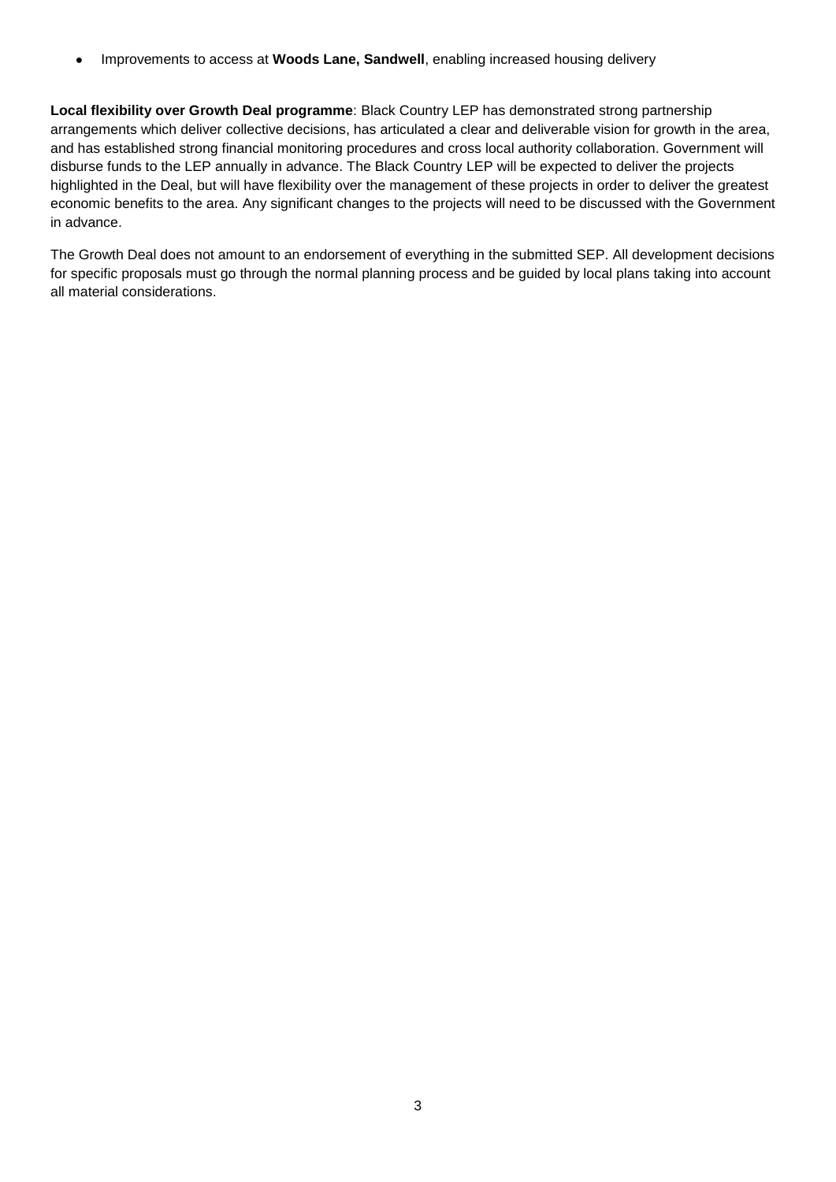- Improvements to access at **Woods Lane, Sandwell**, enabling increased housing delivery

**Local flexibility over Growth Deal programme**: Black Country LEP has demonstrated strong partnership arrangements which deliver collective decisions, has articulated a clear and deliverable vision for growth in the area, and has established strong financial monitoring procedures and cross local authority collaboration. Government will disburse funds to the LEP annually in advance. The Black Country LEP will be expected to deliver the projects highlighted in the Deal, but will have flexibility over the management of these projects in order to deliver the greatest economic benefits to the area. Any significant changes to the projects will need to be discussed with the Government in advance.

The Growth Deal does not amount to an endorsement of everything in the submitted SEP. All development decisions for specific proposals must go through the normal planning process and be guided by local plans taking into account all material considerations.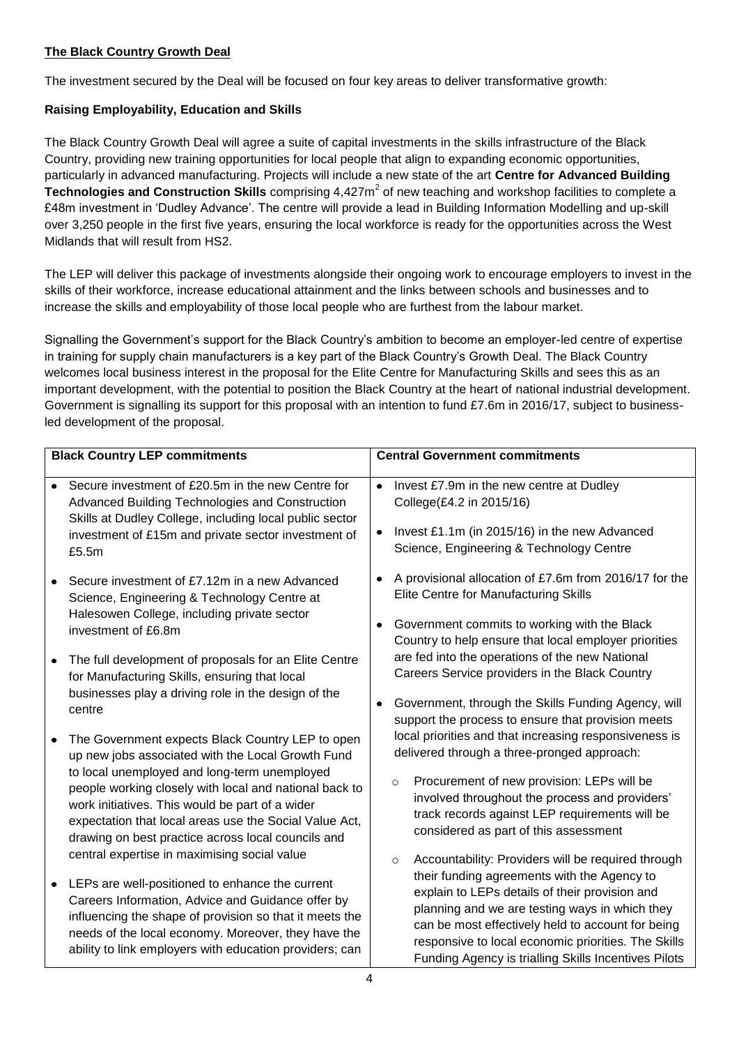**The Black Country Growth Deal**

The investment secured by the Deal will be focused on four key areas to deliver transformative growth:

**Raising Employability, Education and Skills**

The Black Country Growth Deal will agree a suite of capital investments in the skills infrastructure of the Black Country, providing new training opportunities for local people that align to expanding economic opportunities, particularly in advanced manufacturing. Projects will include a new state of the art **Centre for Advanced Building Technologies and Construction Skills** comprising 4,427m$^2$ of new teaching and workshop facilities to complete a £48m investment in 'Dudley Advance'. The centre will provide a lead in Building Information Modelling and up-skill over 3,250 people in the first five years, ensuring the local workforce is ready for the opportunities across the West Midlands that will result from HS2.

The LEP will deliver this package of investments alongside their ongoing work to encourage employers to invest in the skills of their workforce, increase educational attainment and the links between schools and businesses and to increase the skills and employability of those local people who are furthest from the labour market.

Signalling the Government's support for the Black Country's ambition to become an employer-led centre of expertise in training for supply chain manufacturers is a key part of the Black Country's Growth Deal. The Black Country welcomes local business interest in the proposal for the Elite Centre for Manufacturing Skills and sees this as an important development, with the potential to position the Black Country at the heart of national industrial development. Government is signalling its support for this proposal with an intention to fund £7.6m in 2016/17, subject to business-led development of the proposal.

| Black Country LEP commitments | Central Government commitments |
| --- | --- |
| • Secure investment of £20.5m in the new Centre for Advanced Building Technologies and Construction Skills at Dudley College, including local public sector investment of £15m and private sector investment of £5.5m<br><br>• Secure investment of £7.12m in a new Advanced Science, Engineering & Technology Centre at Halesowen College, including private sector investment of £6.8m<br><br>• The full development of proposals for an Elite Centre for Manufacturing Skills, ensuring that local businesses play a driving role in the design of the centre<br><br>• The Government expects Black Country LEP to open up new jobs associated with the Local Growth Fund to local unemployed and long-term unemployed people working closely with local and national back to work initiatives. This would be part of a wider expectation that local areas use the Social Value Act, drawing on best practice across local councils and central expertise in maximising social value<br><br>• LEPs are well-positioned to enhance the current Careers Information, Advice and Guidance offer by influencing the shape of provision so that it meets the needs of the local economy. Moreover, they have the ability to link employers with education providers; can | • Invest £7.9m in the new centre at Dudley College(£4.2 in 2015/16)<br><br>• Invest £1.1m (in 2015/16) in the new Advanced Science, Engineering & Technology Centre<br><br>• A provisional allocation of £7.6m from 2016/17 for the Elite Centre for Manufacturing Skills<br><br>• Government commits to working with the Black Country to help ensure that local employer priorities are fed into the operations of the new National Careers Service providers in the Black Country<br><br>• Government, through the Skills Funding Agency, will support the process to ensure that provision meets local priorities and that increasing responsiveness is delivered through a three-pronged approach:<br><br>  ○ Procurement of new provision: LEPs will be involved throughout the process and providers' track records against LEP requirements will be considered as part of this assessment<br><br>  ○ Accountability: Providers will be required through their funding agreements with the Agency to explain to LEPs details of their provision and planning and we are testing ways in which they can be most effectively held to account for being responsive to local economic priorities. The Skills Funding Agency is trialling Skills Incentives Pilots |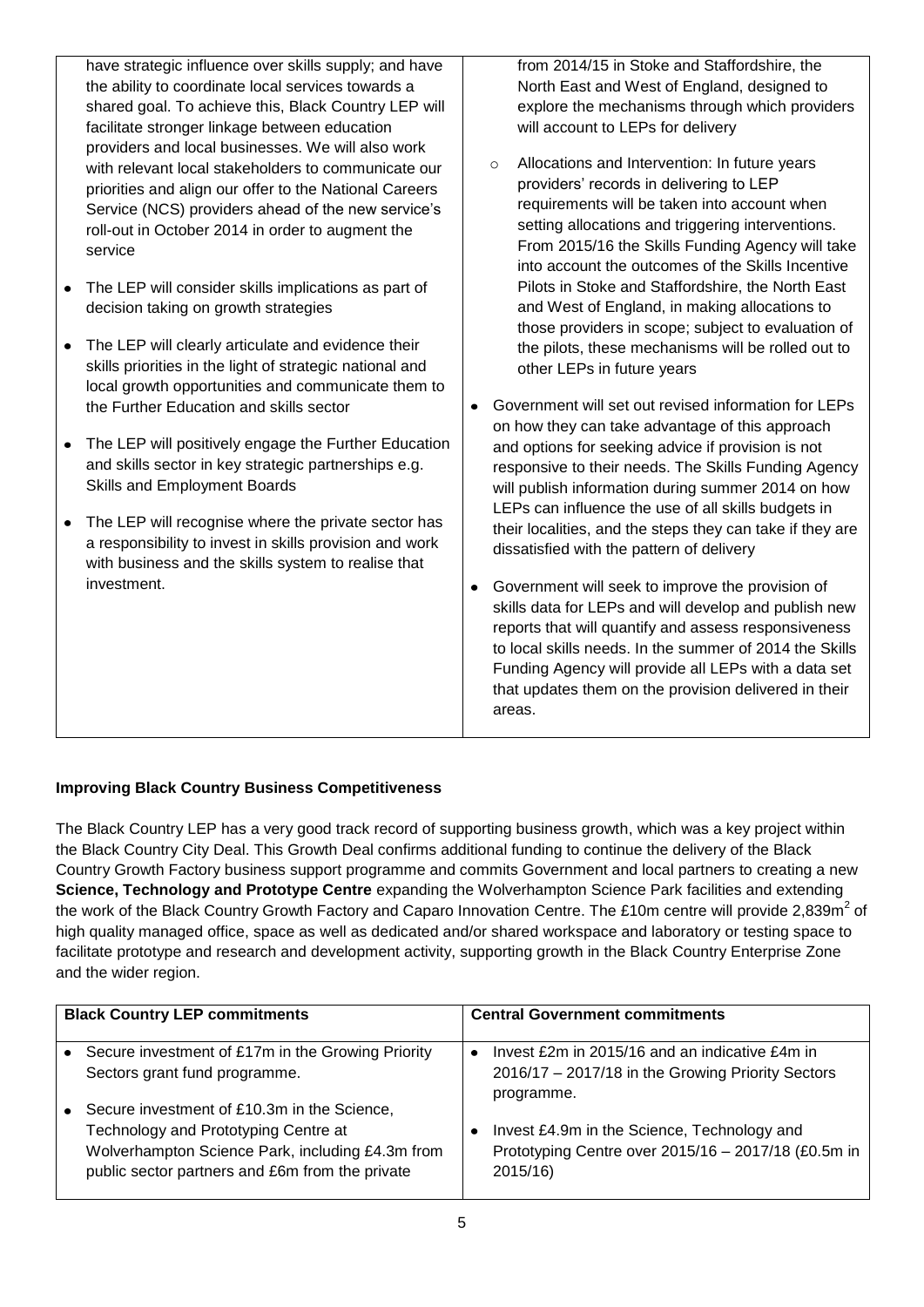| | |
|---|---|
| have strategic influence over skills supply; and have the ability to coordinate local services towards a shared goal. To achieve this, Black Country LEP will facilitate stronger linkage between education providers and local businesses. We will also work with relevant local stakeholders to communicate our priorities and align our offer to the National Careers Service (NCS) providers ahead of the new service's roll-out in October 2014 in order to augment the service<br><br>• The LEP will consider skills implications as part of decision taking on growth strategies<br><br>• The LEP will clearly articulate and evidence their skills priorities in the light of strategic national and local growth opportunities and communicate them to the Further Education and skills sector<br><br>• The LEP will positively engage the Further Education and skills sector in key strategic partnerships e.g. Skills and Employment Boards<br><br>• The LEP will recognise where the private sector has a responsibility to invest in skills provision and work with business and the skills system to realise that investment. | from 2014/15 in Stoke and Staffordshire, the North East and West of England, designed to explore the mechanisms through which providers will account to LEPs for delivery<br><br>○ Allocations and Intervention: In future years providers' records in delivering to LEP requirements will be taken into account when setting allocations and triggering interventions. From 2015/16 the Skills Funding Agency will take into account the outcomes of the Skills Incentive Pilots in Stoke and Staffordshire, the North East and West of England, in making allocations to those providers in scope; subject to evaluation of the pilots, these mechanisms will be rolled out to other LEPs in future years<br><br>• Government will set out revised information for LEPs on how they can take advantage of this approach and options for seeking advice if provision is not responsive to their needs. The Skills Funding Agency will publish information during summer 2014 on how LEPs can influence the use of all skills budgets in their localities, and the steps they can take if they are dissatisfied with the pattern of delivery<br><br>• Government will seek to improve the provision of skills data for LEPs and will develop and publish new reports that will quantify and assess responsiveness to local skills needs. In the summer of 2014 the Skills Funding Agency will provide all LEPs with a data set that updates them on the provision delivered in their areas. |

**Improving Black Country Business Competitiveness**

The Black Country LEP has a very good track record of supporting business growth, which was a key project within the Black Country City Deal. This Growth Deal confirms additional funding to continue the delivery of the Black Country Growth Factory business support programme and commits Government and local partners to creating a new **Science, Technology and Prototype Centre** expanding the Wolverhampton Science Park facilities and extending the work of the Black Country Growth Factory and Caparo Innovation Centre. The £10m centre will provide 2,839m$^2$ of high quality managed office, space as well as dedicated and/or shared workspace and laboratory or testing space to facilitate prototype and research and development activity, supporting growth in the Black Country Enterprise Zone and the wider region.

| Black Country LEP commitments | Central Government commitments |
|---|---|
| • Secure investment of £17m in the Growing Priority Sectors grant fund programme.<br><br>• Secure investment of £10.3m in the Science, Technology and Prototyping Centre at Wolverhampton Science Park, including £4.3m from public sector partners and £6m from the private | • Invest £2m in 2015/16 and an indicative £4m in 2016/17 – 2017/18 in the Growing Priority Sectors programme.<br><br>• Invest £4.9m in the Science, Technology and Prototyping Centre over 2015/16 – 2017/18 (£0.5m in 2015/16) |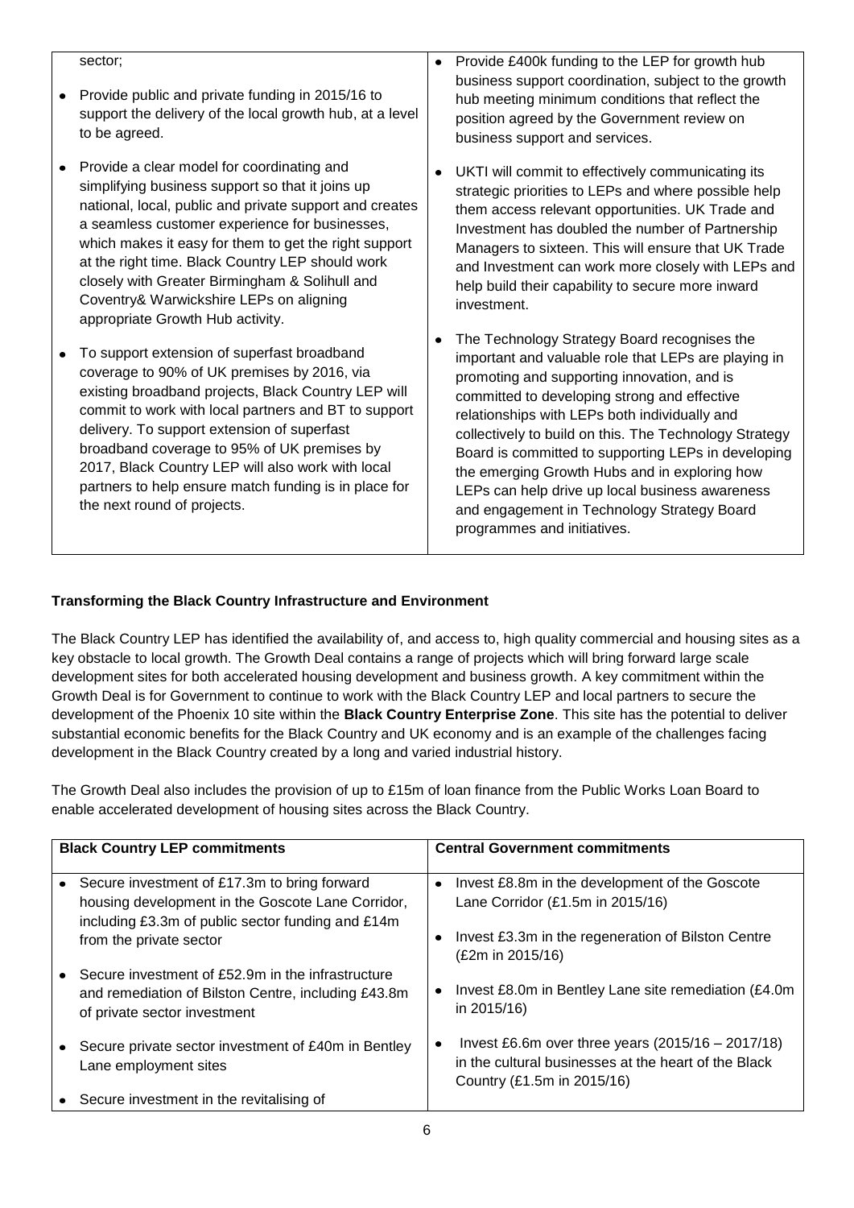| | |
|---|---|
| sector;<br><br>• Provide public and private funding in 2015/16 to support the delivery of the local growth hub, at a level to be agreed.<br><br>• Provide a clear model for coordinating and simplifying business support so that it joins up national, local, public and private support and creates a seamless customer experience for businesses, which makes it easy for them to get the right support at the right time. Black Country LEP should work closely with Greater Birmingham & Solihull and Coventry& Warwickshire LEPs on aligning appropriate Growth Hub activity.<br><br>• To support extension of superfast broadband coverage to 90% of UK premises by 2016, via existing broadband projects, Black Country LEP will commit to work with local partners and BT to support delivery. To support extension of superfast broadband coverage to 95% of UK premises by 2017, Black Country LEP will also work with local partners to help ensure match funding is in place for the next round of projects. | • Provide £400k funding to the LEP for growth hub business support coordination, subject to the growth hub meeting minimum conditions that reflect the position agreed by the Government review on business support and services.<br><br>• UKTI will commit to effectively communicating its strategic priorities to LEPs and where possible help them access relevant opportunities. UK Trade and Investment has doubled the number of Partnership Managers to sixteen. This will ensure that UK Trade and Investment can work more closely with LEPs and help build their capability to secure more inward investment.<br><br>• The Technology Strategy Board recognises the important and valuable role that LEPs are playing in promoting and supporting innovation, and is committed to developing strong and effective relationships with LEPs both individually and collectively to build on this. The Technology Strategy Board is committed to supporting LEPs in developing the emerging Growth Hubs and in exploring how LEPs can help drive up local business awareness and engagement in Technology Strategy Board programmes and initiatives. |

**Transforming the Black Country Infrastructure and Environment**

The Black Country LEP has identified the availability of, and access to, high quality commercial and housing sites as a key obstacle to local growth. The Growth Deal contains a range of projects which will bring forward large scale development sites for both accelerated housing development and business growth. A key commitment within the Growth Deal is for Government to continue to work with the Black Country LEP and local partners to secure the development of the Phoenix 10 site within the **Black Country Enterprise Zone**. This site has the potential to deliver substantial economic benefits for the Black Country and UK economy and is an example of the challenges facing development in the Black Country created by a long and varied industrial history.

The Growth Deal also includes the provision of up to £15m of loan finance from the Public Works Loan Board to enable accelerated development of housing sites across the Black Country.

| **Black Country LEP commitments** | **Central Government commitments** |
|---|---|
| • Secure investment of £17.3m to bring forward housing development in the Goscote Lane Corridor, including £3.3m of public sector funding and £14m from the private sector<br><br>• Secure investment of £52.9m in the infrastructure and remediation of Bilston Centre, including £43.8m of private sector investment<br><br>• Secure private sector investment of £40m in Bentley Lane employment sites<br><br>• Secure investment in the revitalising of | • Invest £8.8m in the development of the Goscote Lane Corridor (£1.5m in 2015/16)<br><br>• Invest £3.3m in the regeneration of Bilston Centre (£2m in 2015/16)<br><br>• Invest £8.0m in Bentley Lane site remediation (£4.0m in 2015/16)<br><br>• Invest £6.6m over three years (2015/16 – 2017/18) in the cultural businesses at the heart of the Black Country (£1.5m in 2015/16) |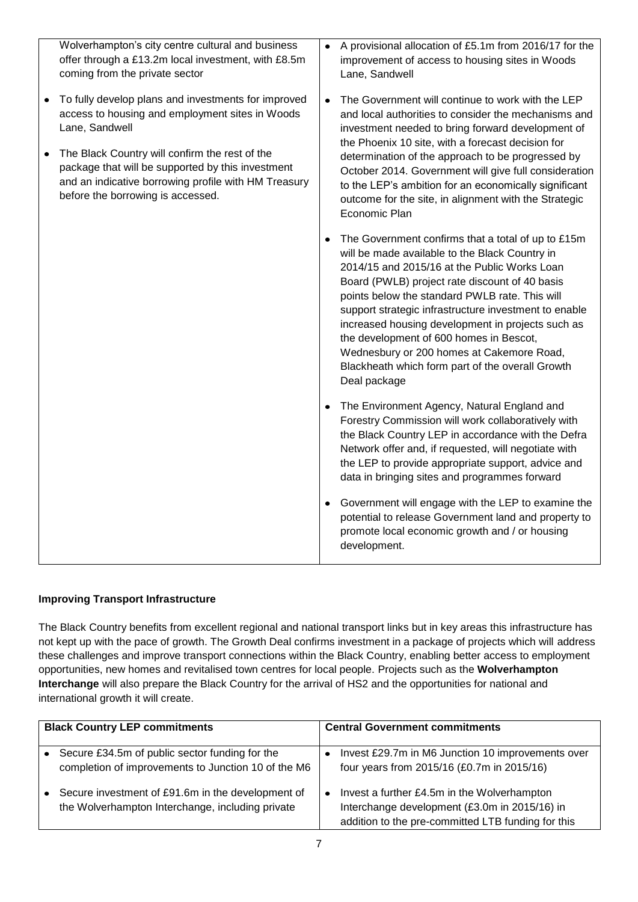| | |
|---|---|
| Wolverhampton's city centre cultural and business offer through a £13.2m local investment, with £8.5m coming from the private sector<br><br>• To fully develop plans and investments for improved access to housing and employment sites in Woods Lane, Sandwell<br><br>• The Black Country will confirm the rest of the package that will be supported by this investment and an indicative borrowing profile with HM Treasury before the borrowing is accessed. | • A provisional allocation of £5.1m from 2016/17 for the improvement of access to housing sites in Woods Lane, Sandwell<br><br>• The Government will continue to work with the LEP and local authorities to consider the mechanisms and investment needed to bring forward development of the Phoenix 10 site, with a forecast decision for determination of the approach to be progressed by October 2014. Government will give full consideration to the LEP's ambition for an economically significant outcome for the site, in alignment with the Strategic Economic Plan<br><br>• The Government confirms that a total of up to £15m will be made available to the Black Country in 2014/15 and 2015/16 at the Public Works Loan Board (PWLB) project rate discount of 40 basis points below the standard PWLB rate. This will support strategic infrastructure investment to enable increased housing development in projects such as the development of 600 homes in Bescot, Wednesbury or 200 homes at Cakemore Road, Blackheath which form part of the overall Growth Deal package<br><br>• The Environment Agency, Natural England and Forestry Commission will work collaboratively with the Black Country LEP in accordance with the Defra Network offer and, if requested, will negotiate with the LEP to provide appropriate support, advice and data in bringing sites and programmes forward<br><br>• Government will engage with the LEP to examine the potential to release Government land and property to promote local economic growth and / or housing development. |

**Improving Transport Infrastructure**

The Black Country benefits from excellent regional and national transport links but in key areas this infrastructure has not kept up with the pace of growth. The Growth Deal confirms investment in a package of projects which will address these challenges and improve transport connections within the Black Country, enabling better access to employment opportunities, new homes and revitalised town centres for local people. Projects such as the **Wolverhampton Interchange** will also prepare the Black Country for the arrival of HS2 and the opportunities for national and international growth it will create.

| **Black Country LEP commitments** | **Central Government commitments** |
|---|---|
| • Secure £34.5m of public sector funding for the completion of improvements to Junction 10 of the M6<br><br>• Secure investment of £91.6m in the development of the Wolverhampton Interchange, including private | • Invest £29.7m in M6 Junction 10 improvements over four years from 2015/16 (£0.7m in 2015/16)<br><br>• Invest a further £4.5m in the Wolverhampton Interchange development (£3.0m in 2015/16) in addition to the pre-committed LTB funding for this |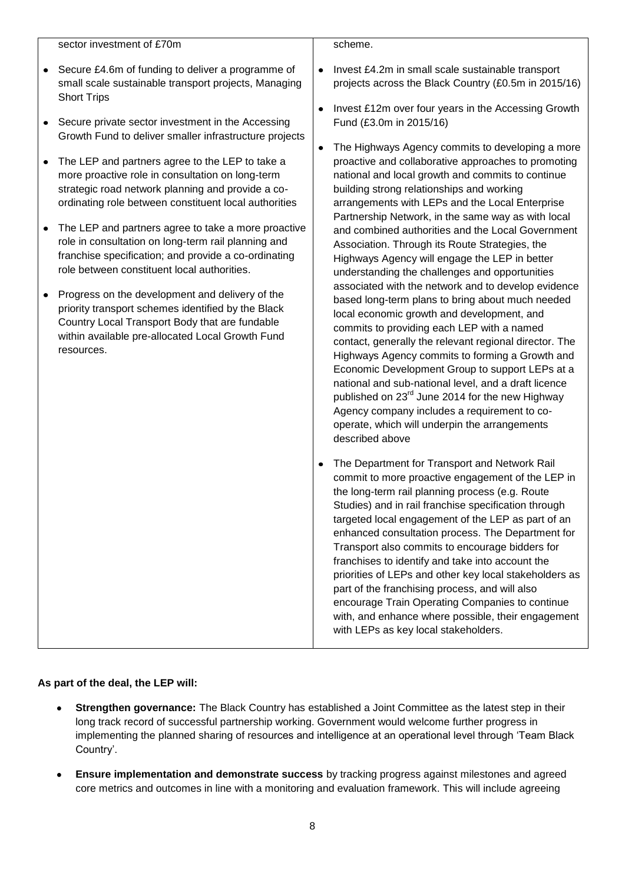| | |
|---|---|
| sector investment of £70m<br><br>• Secure £4.6m of funding to deliver a programme of small scale sustainable transport projects, Managing Short Trips<br><br>• Secure private sector investment in the Accessing Growth Fund to deliver smaller infrastructure projects<br><br>• The LEP and partners agree to the LEP to take a more proactive role in consultation on long-term strategic road network planning and provide a co-ordinating role between constituent local authorities<br><br>• The LEP and partners agree to take a more proactive role in consultation on long-term rail planning and franchise specification; and provide a co-ordinating role between constituent local authorities.<br><br>• Progress on the development and delivery of the priority transport schemes identified by the Black Country Local Transport Body that are fundable within available pre-allocated Local Growth Fund resources. | scheme.<br><br>• Invest £4.2m in small scale sustainable transport projects across the Black Country (£0.5m in 2015/16)<br><br>• Invest £12m over four years in the Accessing Growth Fund (£3.0m in 2015/16)<br><br>• The Highways Agency commits to developing a more proactive and collaborative approaches to promoting national and local growth and commits to continue building strong relationships and working arrangements with LEPs and the Local Enterprise Partnership Network, in the same way as with local and combined authorities and the Local Government Association. Through its Route Strategies, the Highways Agency will engage the LEP in better understanding the challenges and opportunities associated with the network and to develop evidence based long-term plans to bring about much needed local economic growth and development, and commits to providing each LEP with a named contact, generally the relevant regional director. The Highways Agency commits to forming a Growth and Economic Development Group to support LEPs at a national and sub-national level, and a draft licence published on 23rd June 2014 for the new Highway Agency company includes a requirement to co-operate, which will underpin the arrangements described above<br><br>• The Department for Transport and Network Rail commit to more proactive engagement of the LEP in the long-term rail planning process (e.g. Route Studies) and in rail franchise specification through targeted local engagement of the LEP as part of an enhanced consultation process. The Department for Transport also commits to encourage bidders for franchises to identify and take into account the priorities of LEPs and other key local stakeholders as part of the franchising process, and will also encourage Train Operating Companies to continue with, and enhance where possible, their engagement with LEPs as key local stakeholders. |

**As part of the deal, the LEP will:**

- **Strengthen governance:** The Black Country has established a Joint Committee as the latest step in their long track record of successful partnership working. Government would welcome further progress in implementing the planned sharing of resources and intelligence at an operational level through 'Team Black Country'.
- **Ensure implementation and demonstrate success** by tracking progress against milestones and agreed core metrics and outcomes in line with a monitoring and evaluation framework. This will include agreeing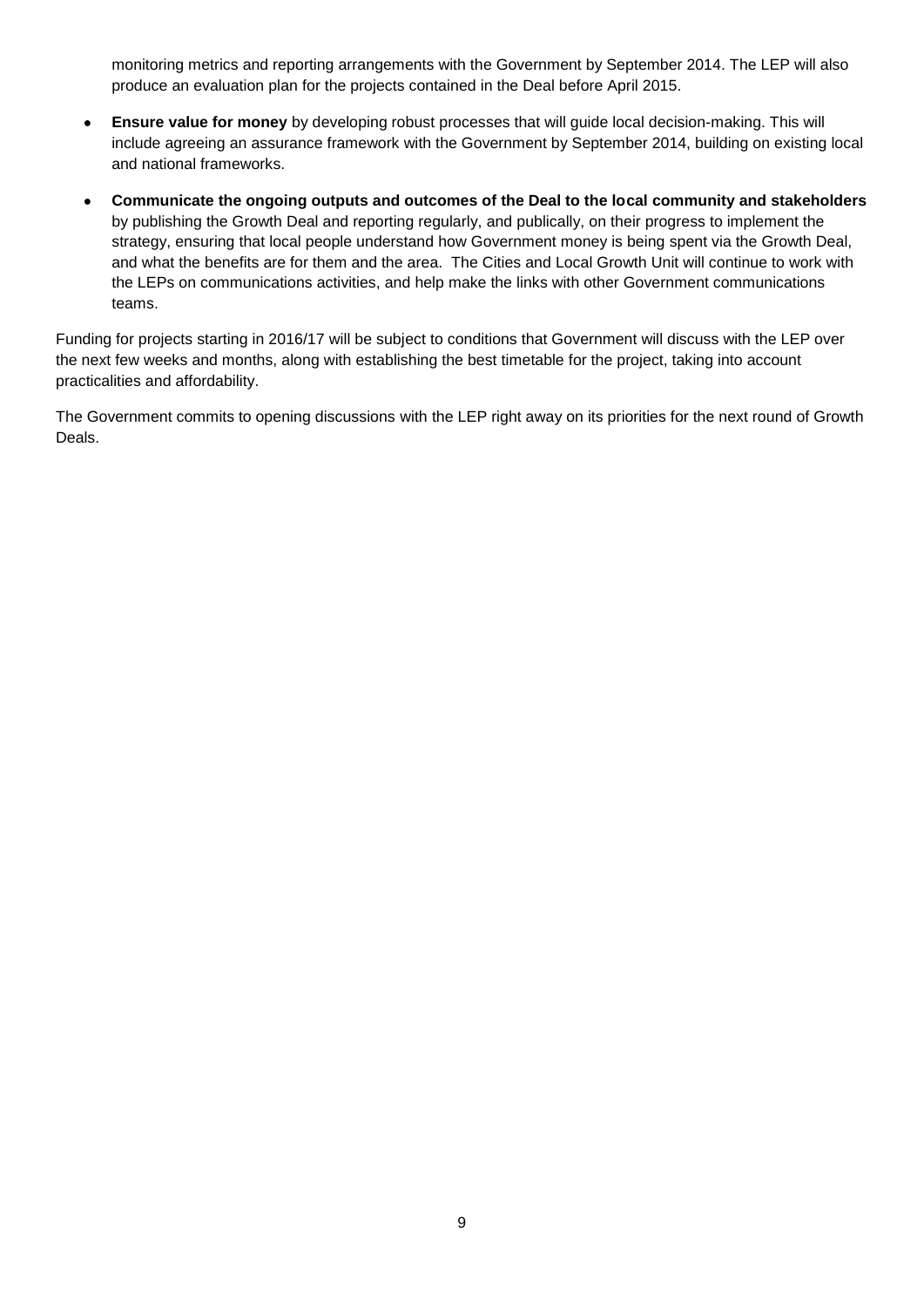monitoring metrics and reporting arrangements with the Government by September 2014. The LEP will also produce an evaluation plan for the projects contained in the Deal before April 2015.

- **Ensure value for money** by developing robust processes that will guide local decision-making. This will include agreeing an assurance framework with the Government by September 2014, building on existing local and national frameworks.
- **Communicate the ongoing outputs and outcomes of the Deal to the local community and stakeholders** by publishing the Growth Deal and reporting regularly, and publically, on their progress to implement the strategy, ensuring that local people understand how Government money is being spent via the Growth Deal, and what the benefits are for them and the area. The Cities and Local Growth Unit will continue to work with the LEPs on communications activities, and help make the links with other Government communications teams.

Funding for projects starting in 2016/17 will be subject to conditions that Government will discuss with the LEP over the next few weeks and months, along with establishing the best timetable for the project, taking into account practicalities and affordability.

The Government commits to opening discussions with the LEP right away on its priorities for the next round of Growth Deals.